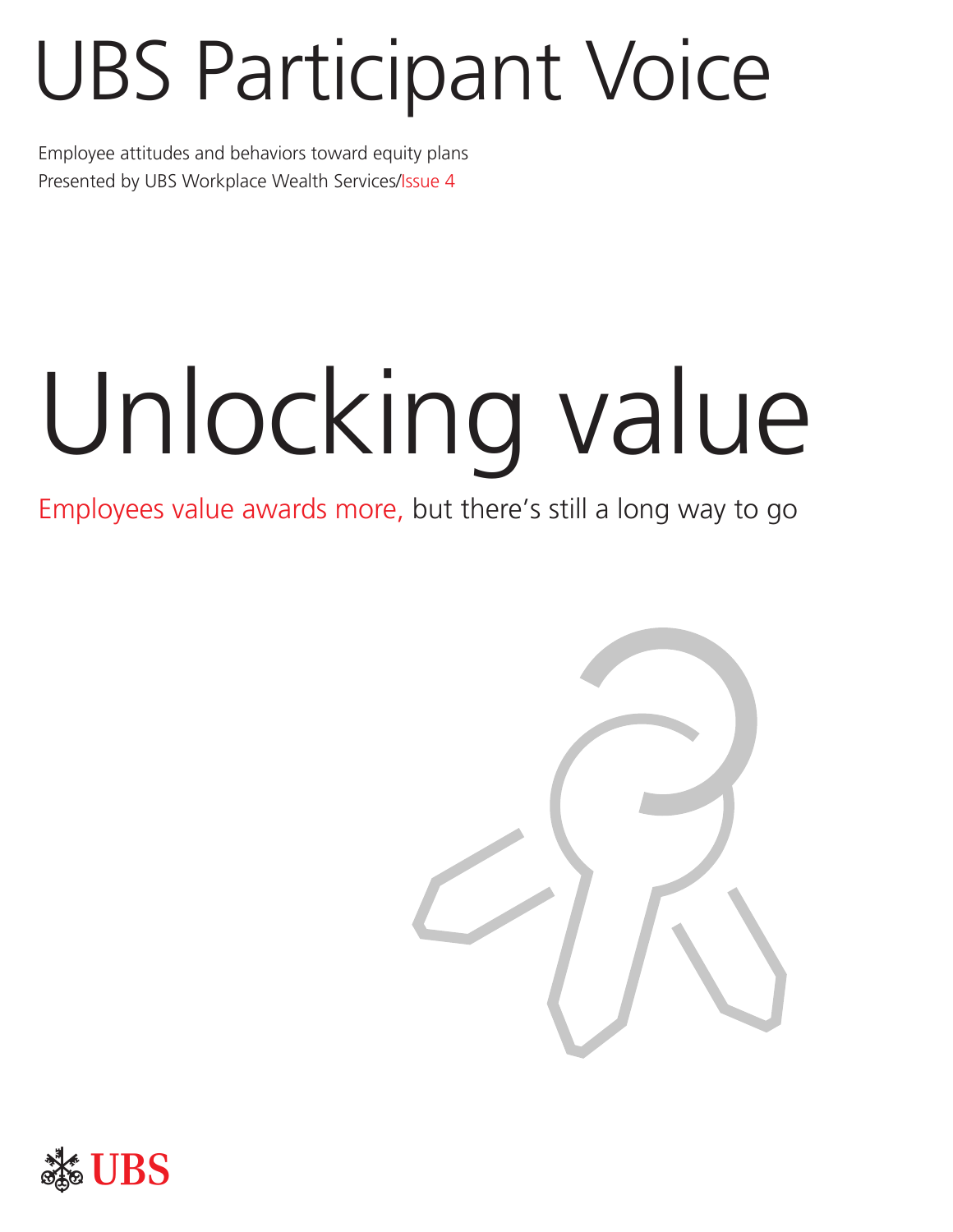# UBS Participant Voice

Employee attitudes and behaviors toward equity plans
Presented by UBS Workplace Wealth Services/Issue 4

# Unlocking value

Employees value awards more, but there's still a long way to go

UBS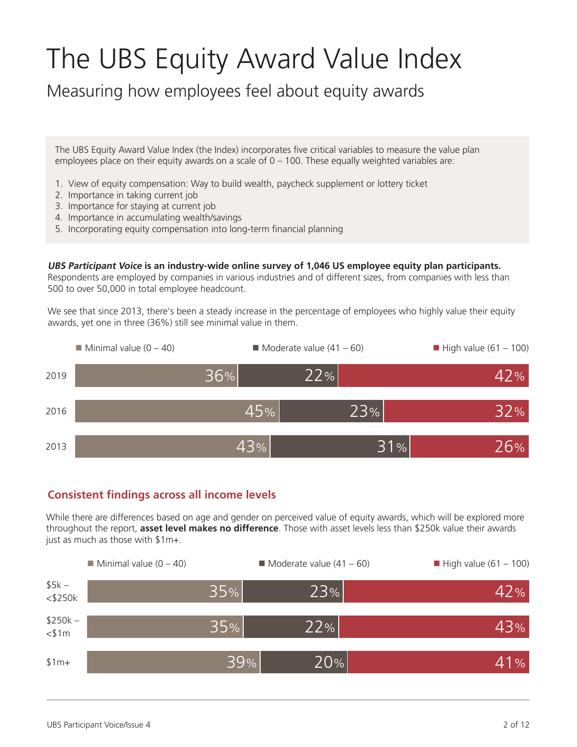# The UBS Equity Award Value Index

## Measuring how employees feel about equity awards

The UBS Equity Award Value Index (the Index) incorporates five critical variables to measure the value plan employees place on their equity awards on a scale of 0 – 100. These equally weighted variables are:

1. View of equity compensation: Way to build wealth, paycheck supplement or lottery ticket
2. Importance in taking current job
3. Importance for staying at current job
4. Importance in accumulating wealth/savings
5. Incorporating equity compensation into long-term financial planning

***UBS Participant Voice* is an industry-wide online survey of 1,046 US employee equity plan participants.** Respondents are employed by companies in various industries and of different sizes, from companies with less than 500 to over 50,000 in total employee headcount.

We see that since 2013, there's been a steady increase in the percentage of employees who highly value their equity awards, yet one in three (36%) still see minimal value in them.

| | Minimal value (0 – 40) | Moderate value (41 – 60) | High value (61 – 100) |
|---|---|---|---|
| 2019 | 36% | 22% | 42% |
| 2016 | 45% | 23% | 32% |
| 2013 | 43% | 31% | 26% |

### Consistent findings across all income levels

While there are differences based on age and gender on perceived value of equity awards, which will be explored more throughout the report, **asset level makes no difference**. Those with asset levels less than $250k value their awards just as much as those with $1m+.

| | Minimal value (0 – 40) | Moderate value (41 – 60) | High value (61 – 100) |
|---|---|---|---|
| $5k – <$250k | 35% | 23% | 42% |
| $250k – <$1m | 35% | 22% | 43% |
| $1m+ | 39% | 20% | 41% |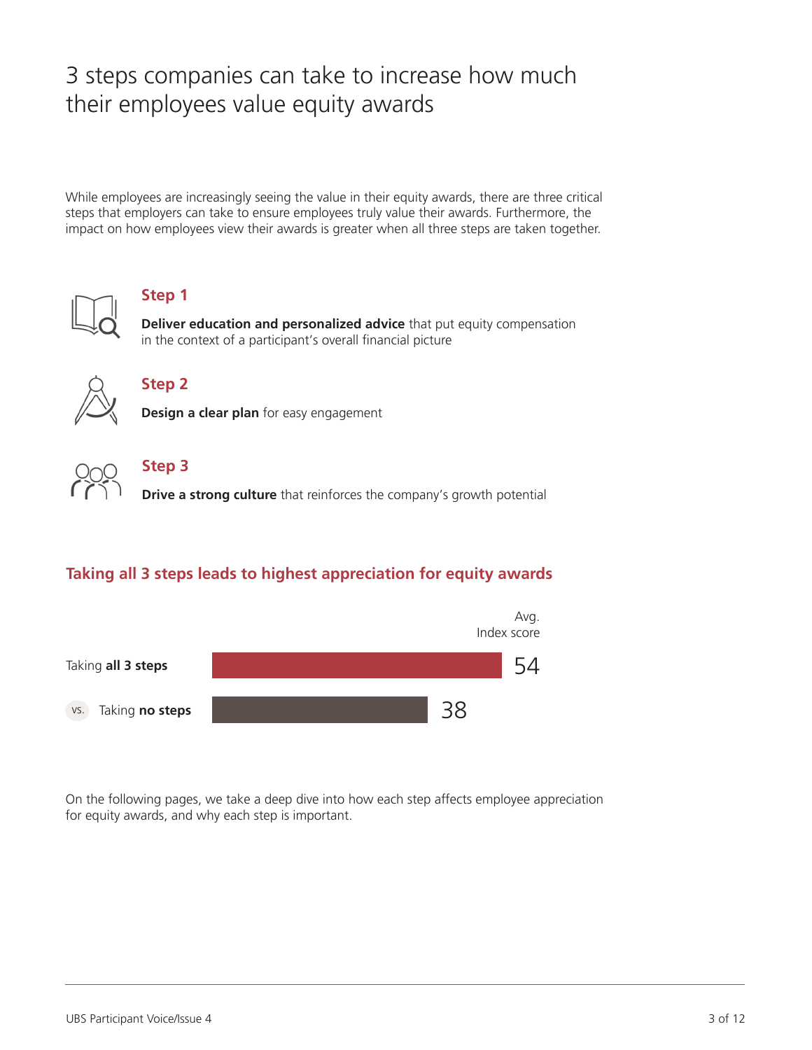# 3 steps companies can take to increase how much their employees value equity awards

While employees are increasingly seeing the value in their equity awards, there are three critical steps that employers can take to ensure employees truly value their awards. Furthermore, the impact on how employees view their awards is greater when all three steps are taken together.

### Step 1

**Deliver education and personalized advice** that put equity compensation in the context of a participant's overall financial picture

### Step 2

**Design a clear plan** for easy engagement

### Step 3

**Drive a strong culture** that reinforces the company's growth potential

## Taking all 3 steps leads to highest appreciation for equity awards

| | Avg. Index score |
| --- | --- |
| Taking **all 3 steps** | 54 |
| vs. Taking **no steps** | 38 |

On the following pages, we take a deep dive into how each step affects employee appreciation for equity awards, and why each step is important.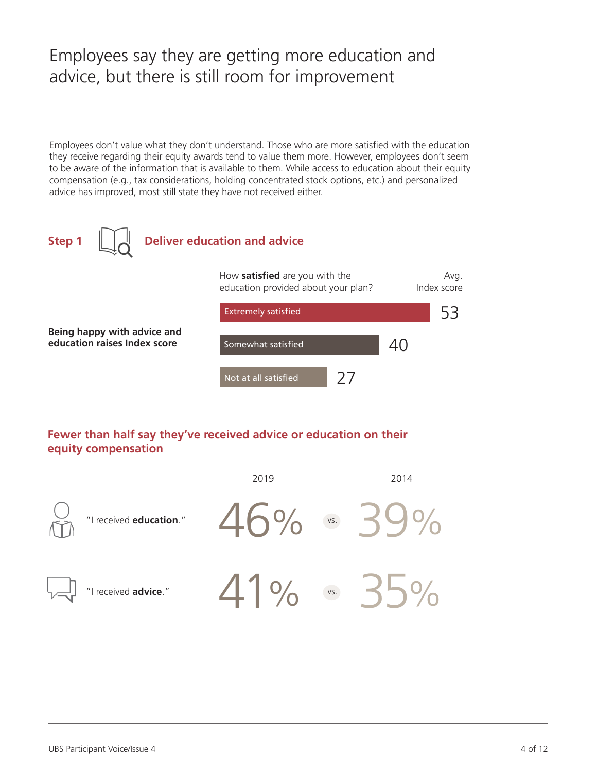# Employees say they are getting more education and advice, but there is still room for improvement

Employees don't value what they don't understand. Those who are more satisfied with the education they receive regarding their equity awards tend to value them more. However, employees don't seem to be aware of the information that is available to them. While access to education about their equity compensation (e.g., tax considerations, holding concentrated stock options, etc.) and personalized advice has improved, most still state they have not received either.

## Step 1 Deliver education and advice

**Being happy with advice and education raises Index score**

| How **satisfied** are you with the education provided about your plan? | Avg. Index score |
|---|---|
| Extremely satisfied | 53 |
| Somewhat satisfied | 40 |
| Not at all satisfied | 27 |

## Fewer than half say they've received advice or education on their equity compensation

| | 2019 | | 2014 |
|---|---|---|---|
| "I received **education**." | 46% | vs. | 39% |
| "I received **advice**." | 41% | vs. | 35% |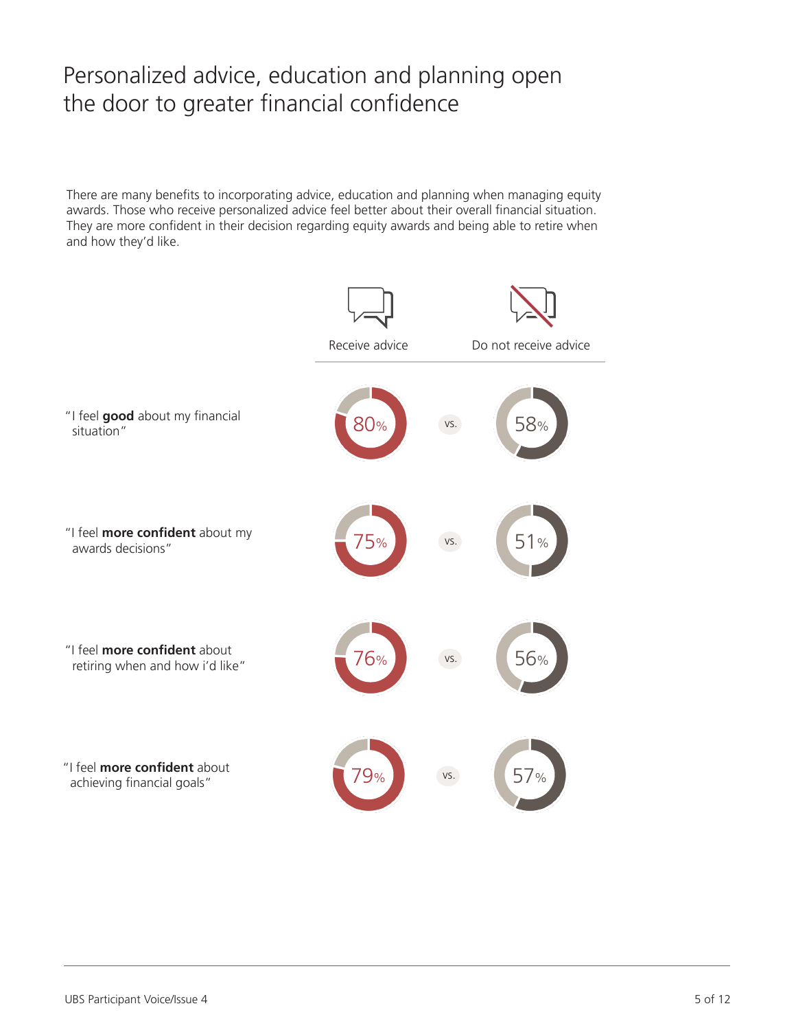# Personalized advice, education and planning open the door to greater financial confidence

There are many benefits to incorporating advice, education and planning when managing equity awards. Those who receive personalized advice feel better about their overall financial situation. They are more confident in their decision regarding equity awards and being able to retire when and how they'd like.

| | Receive advice | | Do not receive advice |
|---|---|---|---|
| "I feel **good** about my financial situation" | 80% | vs. | 58% |
| "I feel **more confident** about my awards decisions" | 75% | vs. | 51% |
| "I feel **more confident** about retiring when and how i'd like" | 76% | vs. | 56% |
| "I feel **more confident** about achieving financial goals" | 79% | vs. | 57% |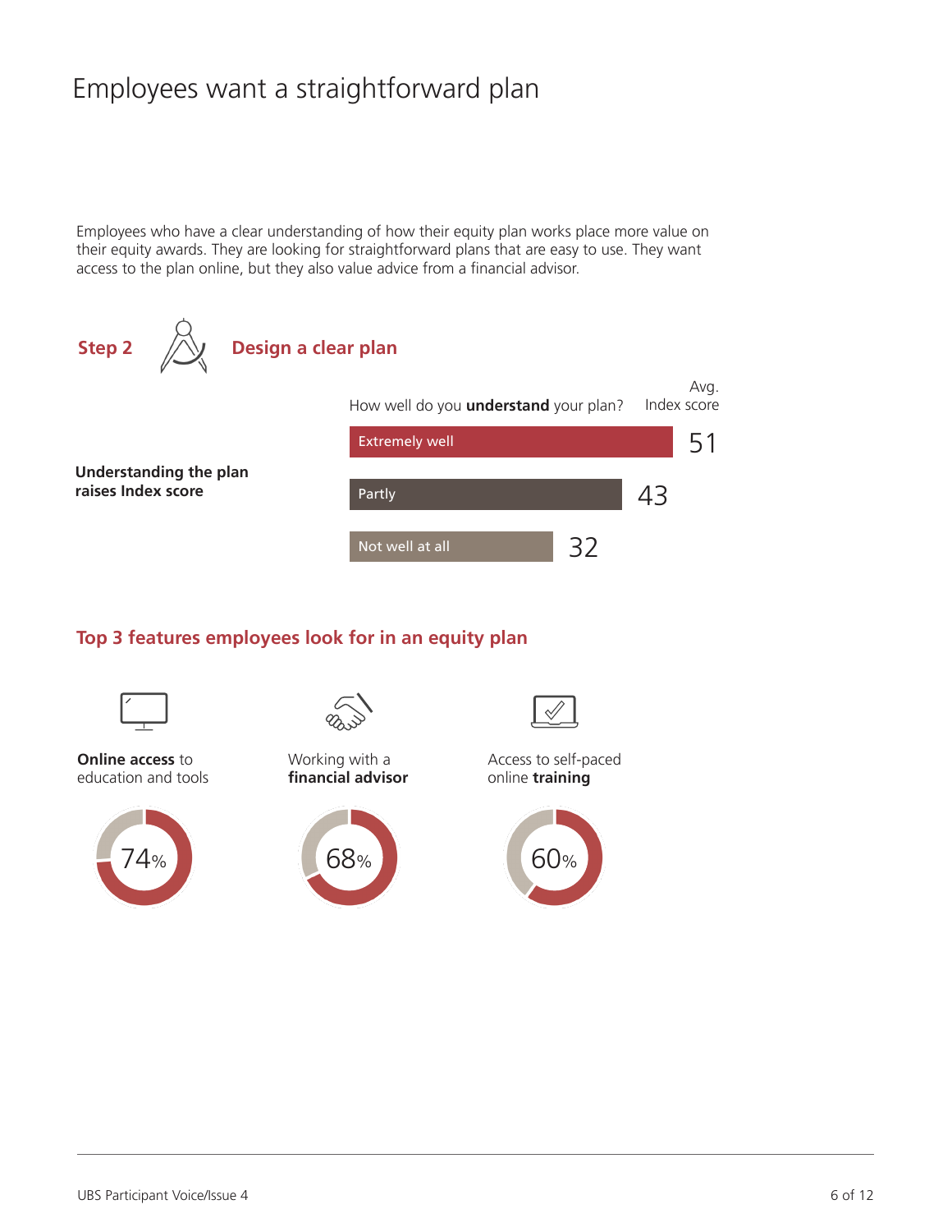# Employees want a straightforward plan

Employees who have a clear understanding of how their equity plan works place more value on their equity awards. They are looking for straightforward plans that are easy to use. They want access to the plan online, but they also value advice from a financial advisor.

## Step 2 Design a clear plan

**Understanding the plan raises Index score**

| How well do you **understand** your plan? | Avg. Index score |
| --- | --- |
| Extremely well | 51 |
| Partly | 43 |
| Not well at all | 32 |

## Top 3 features employees look for in an equity plan

- **Online access** to education and tools — 74%
- Working with a **financial advisor** — 68%
- Access to self-paced online **training** — 60%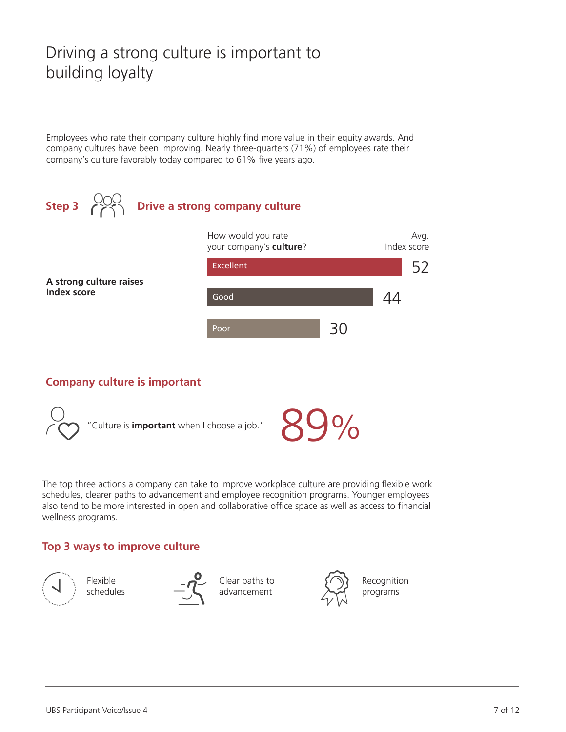# Driving a strong culture is important to building loyalty

Employees who rate their company culture highly find more value in their equity awards. And company cultures have been improving. Nearly three-quarters (71%) of employees rate their company's culture favorably today compared to 61% five years ago.

## Step 3 Drive a strong company culture

**A strong culture raises Index score**

| How would you rate your company's **culture**? | Avg. Index score |
| --- | --- |
| Excellent | 52 |
| Good | 44 |
| Poor | 30 |

## Company culture is important

"Culture is **important** when I choose a job." 89%

The top three actions a company can take to improve workplace culture are providing flexible work schedules, clearer paths to advancement and employee recognition programs. Younger employees also tend to be more interested in open and collaborative office space as well as access to financial wellness programs.

## Top 3 ways to improve culture

- Flexible schedules
- Clear paths to advancement
- Recognition programs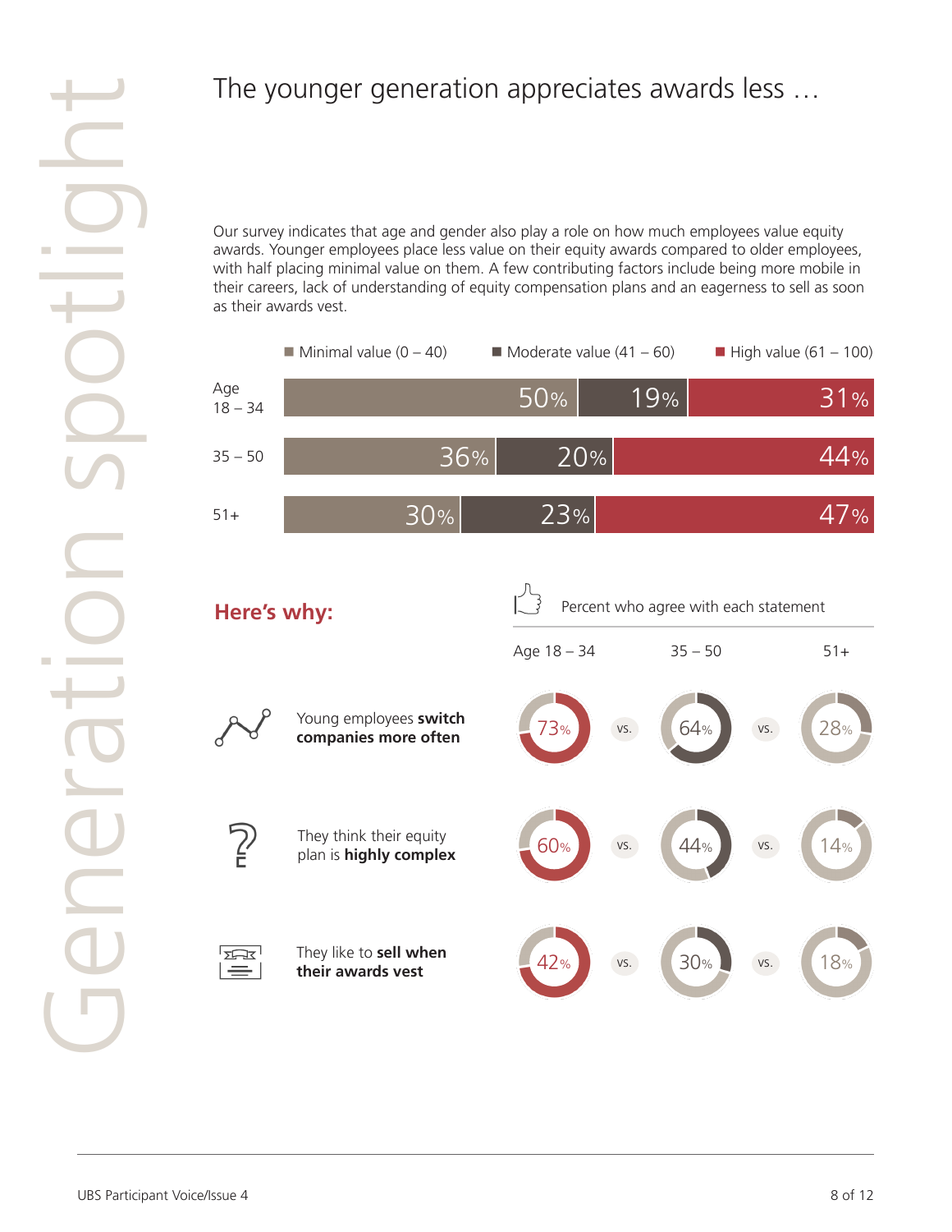# Generation spotlight

## The younger generation appreciates awards less …

Our survey indicates that age and gender also play a role on how much employees value equity awards. Younger employees place less value on their equity awards compared to older employees, with half placing minimal value on them. A few contributing factors include being more mobile in their careers, lack of understanding of equity compensation plans and an eagerness to sell as soon as their awards vest.

| Age | Minimal value (0 – 40) | Moderate value (41 – 60) | High value (61 – 100) |
|---|---|---|---|
| 18 – 34 | 50% | 19% | 31% |
| 35 – 50 | 36% | 20% | 44% |
| 51+ | 30% | 23% | 47% |

## Here's why:

Percent who agree with each statement

| | Age 18 – 34 | 35 – 50 | 51+ |
|---|---|---|---|
| Young employees **switch companies more often** | 73% | 64% | 28% |
| They think their equity plan is **highly complex** | 60% | 44% | 14% |
| They like to **sell when their awards vest** | 42% | 30% | 18% |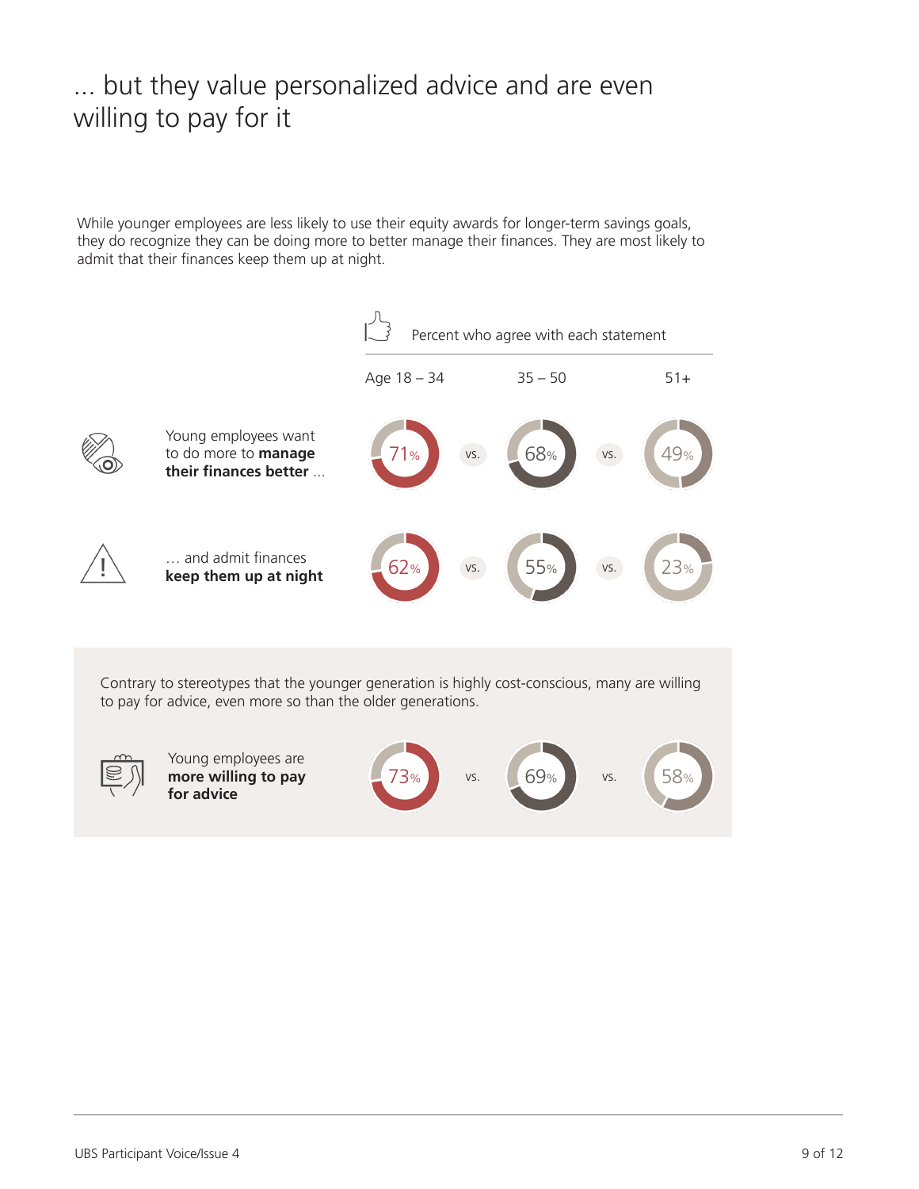# ... but they value personalized advice and are even willing to pay for it

While younger employees are less likely to use their equity awards for longer-term savings goals, they do recognize they can be doing more to better manage their finances. They are most likely to admit that their finances keep them up at night.

Percent who agree with each statement

| | Age 18 – 34 | | 35 – 50 | | 51+ |
|---|---|---|---|---|---|
| Young employees want to do more to **manage their finances better** ... | 71% | vs. | 68% | vs. | 49% |
| ... and admit finances **keep them up at night** | 62% | vs. | 55% | vs. | 23% |

Contrary to stereotypes that the younger generation is highly cost-conscious, many are willing to pay for advice, even more so than the older generations.

| | Age 18 – 34 | | 35 – 50 | | 51+ |
|---|---|---|---|---|---|
| Young employees are **more willing to pay for advice** | 73% | vs. | 69% | vs. | 58% |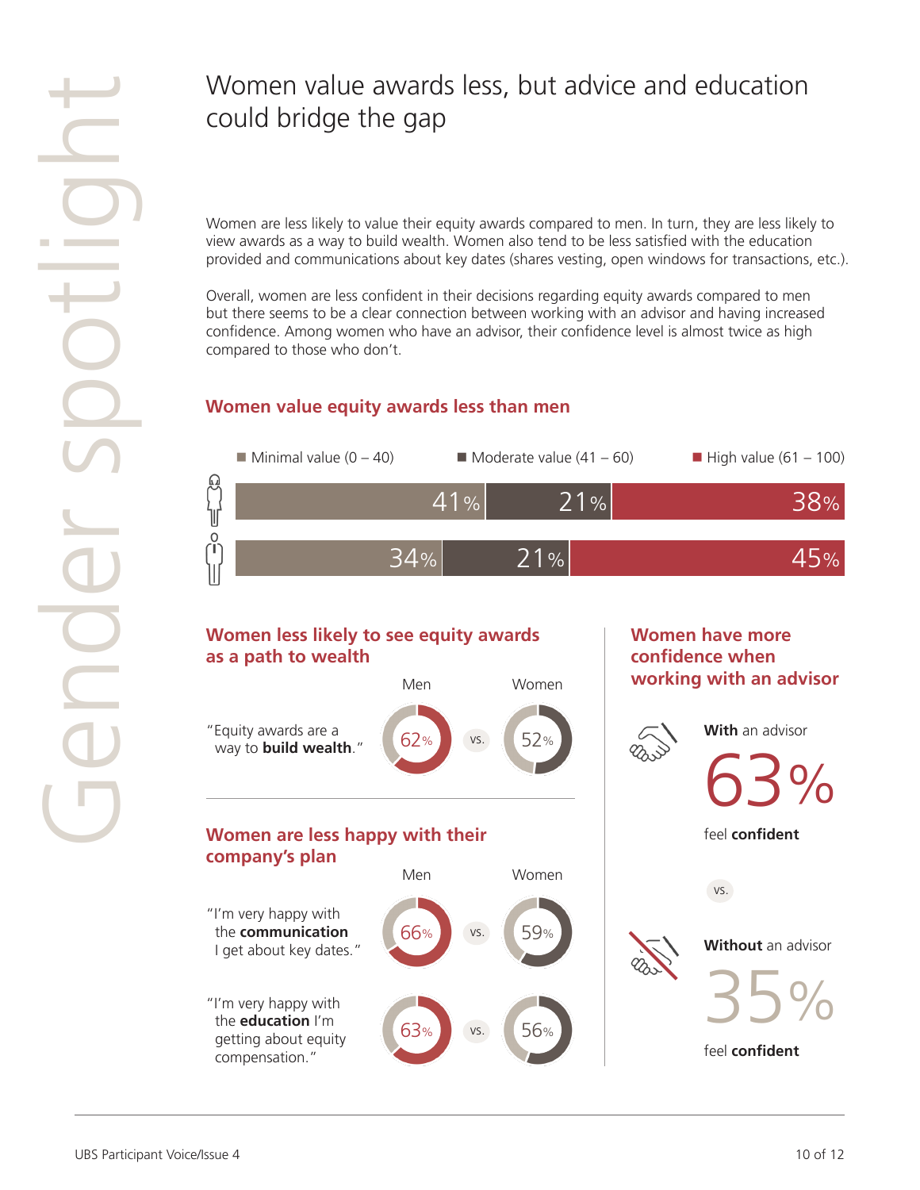# Gender spotlight

## Women value awards less, but advice and education could bridge the gap

Women are less likely to value their equity awards compared to men. In turn, they are less likely to view awards as a way to build wealth. Women also tend to be less satisfied with the education provided and communications about key dates (shares vesting, open windows for transactions, etc.).

Overall, women are less confident in their decisions regarding equity awards compared to men but there seems to be a clear connection between working with an advisor and having increased confidence. Among women who have an advisor, their confidence level is almost twice as high compared to those who don't.

### Women value equity awards less than men

| | Minimal value (0 – 40) | Moderate value (41 – 60) | High value (61 – 100) |
|---|---|---|---|
| Women | 41% | 21% | 38% |
| Men | 34% | 21% | 45% |

### Women less likely to see equity awards as a path to wealth

| | Men | | Women |
|---|---|---|---|
| "Equity awards are a way to **build wealth**." | 62% | vs. | 52% |

### Women are less happy with their company's plan

| | Men | | Women |
|---|---|---|---|
| "I'm very happy with the **communication** I get about key dates." | 66% | vs. | 59% |
| "I'm very happy with the **education** I'm getting about equity compensation." | 63% | vs. | 56% |

### Women have more confidence when working with an advisor

**With** an advisor

63%

feel **confident**

vs.

**Without** an advisor

35%

feel **confident**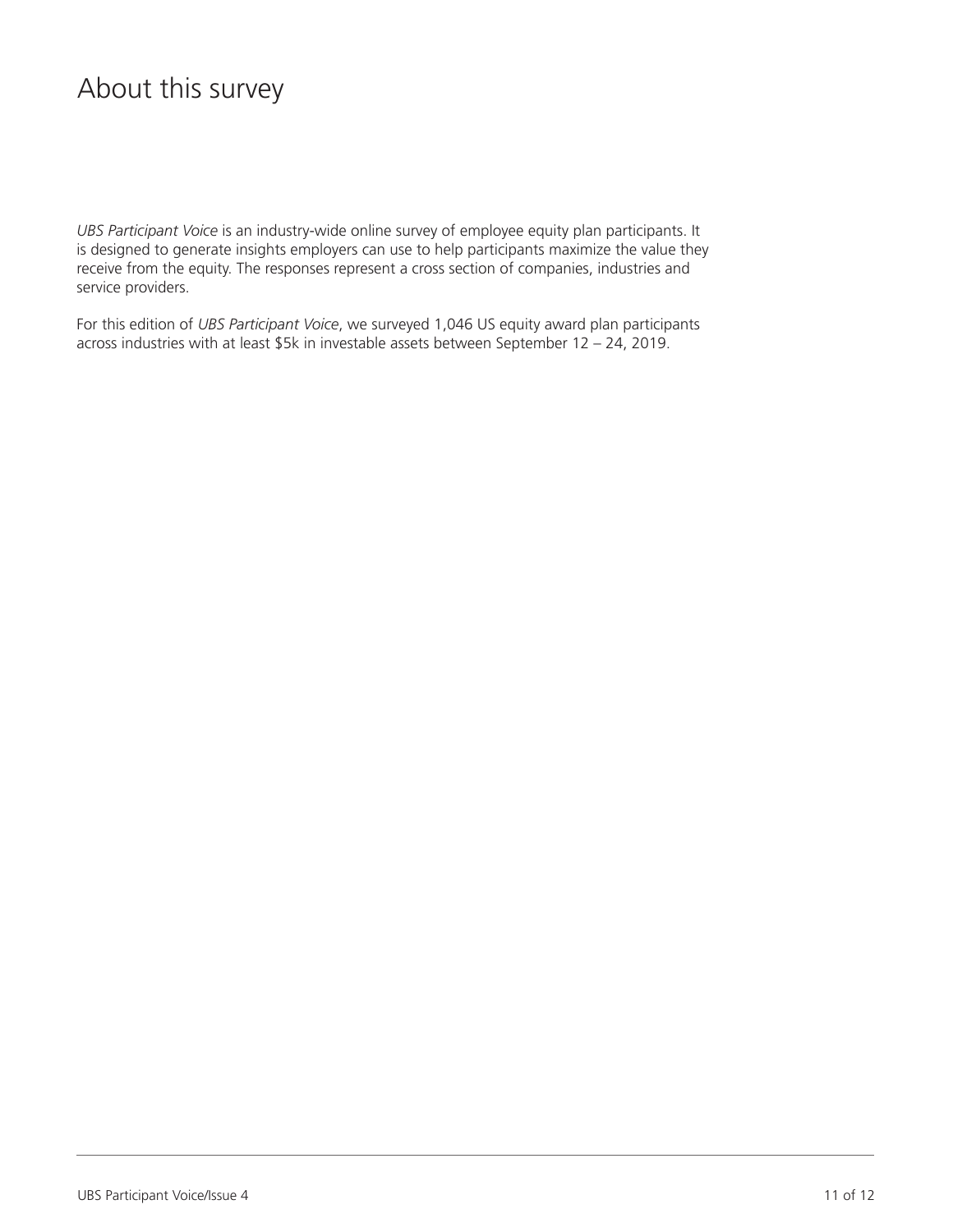# About this survey

*UBS Participant Voice* is an industry-wide online survey of employee equity plan participants. It is designed to generate insights employers can use to help participants maximize the value they receive from the equity. The responses represent a cross section of companies, industries and service providers.

For this edition of *UBS Participant Voice*, we surveyed 1,046 US equity award plan participants across industries with at least $5k in investable assets between September 12 – 24, 2019.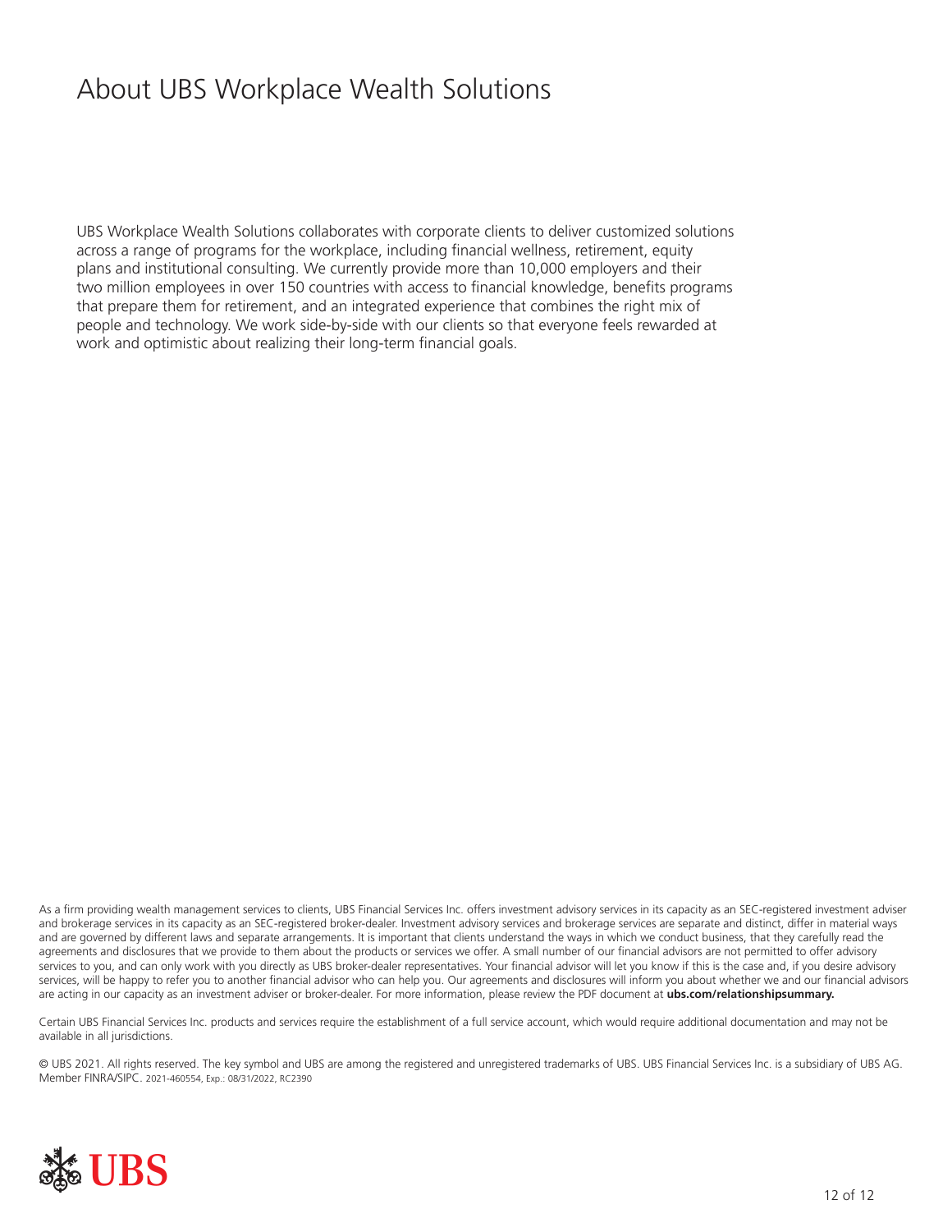# About UBS Workplace Wealth Solutions

UBS Workplace Wealth Solutions collaborates with corporate clients to deliver customized solutions across a range of programs for the workplace, including financial wellness, retirement, equity plans and institutional consulting. We currently provide more than 10,000 employers and their two million employees in over 150 countries with access to financial knowledge, benefits programs that prepare them for retirement, and an integrated experience that combines the right mix of people and technology. We work side-by-side with our clients so that everyone feels rewarded at work and optimistic about realizing their long-term financial goals.

As a firm providing wealth management services to clients, UBS Financial Services Inc. offers investment advisory services in its capacity as an SEC-registered investment adviser and brokerage services in its capacity as an SEC-registered broker-dealer. Investment advisory services and brokerage services are separate and distinct, differ in material ways and are governed by different laws and separate arrangements. It is important that clients understand the ways in which we conduct business, that they carefully read the agreements and disclosures that we provide to them about the products or services we offer. A small number of our financial advisors are not permitted to offer advisory services to you, and can only work with you directly as UBS broker-dealer representatives. Your financial advisor will let you know if this is the case and, if you desire advisory services, will be happy to refer you to another financial advisor who can help you. Our agreements and disclosures will inform you about whether we and our financial advisors are acting in our capacity as an investment adviser or broker-dealer. For more information, please review the PDF document at **ubs.com/relationshipsummary.**

Certain UBS Financial Services Inc. products and services require the establishment of a full service account, which would require additional documentation and may not be available in all jurisdictions.

© UBS 2021. All rights reserved. The key symbol and UBS are among the registered and unregistered trademarks of UBS. UBS Financial Services Inc. is a subsidiary of UBS AG. Member FINRA/SIPC. 2021-460554, Exp.: 08/31/2022, RC2390

UBS